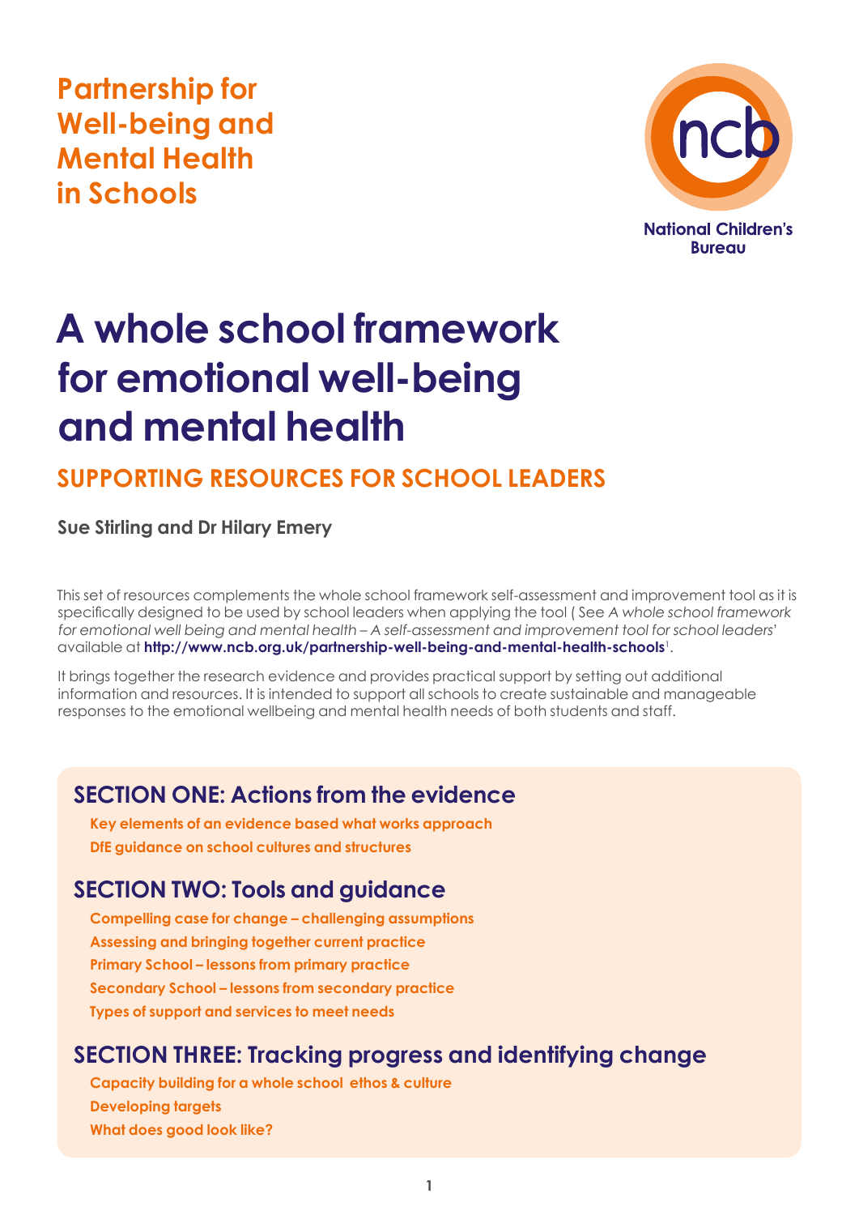Partnership for Well-being and Mental Health in Schools

National Children's Bureau

# A whole school framework for emotional well-being and mental health

## SUPPORTING RESOURCES FOR SCHOOL LEADERS

**Sue Stirling and Dr Hilary Emery**

This set of resources complements the whole school framework self-assessment and improvement tool as it is specifically designed to be used by school leaders when applying the tool ( See *A whole school framework for emotional well being and mental health – A self-assessment and improvement tool for school leaders*' available at **http://www.ncb.org.uk/partnership-well-being-and-mental-health-schools**[1].

It brings together the research evidence and provides practical support by setting out additional information and resources. It is intended to support all schools to create sustainable and manageable responses to the emotional wellbeing and mental health needs of both students and staff.

### SECTION ONE: Actions from the evidence

- **Key elements of an evidence based what works approach**
- **DfE guidance on school cultures and structures**

### SECTION TWO: Tools and guidance

- **Compelling case for change – challenging assumptions**
- **Assessing and bringing together current practice**
- **Primary School – lessons from primary practice**
- **Secondary School – lessons from secondary practice**
- **Types of support and services to meet needs**

### SECTION THREE: Tracking progress and identifying change

- **Capacity building for a whole school ethos & culture**
- **Developing targets**
- **What does good look like?**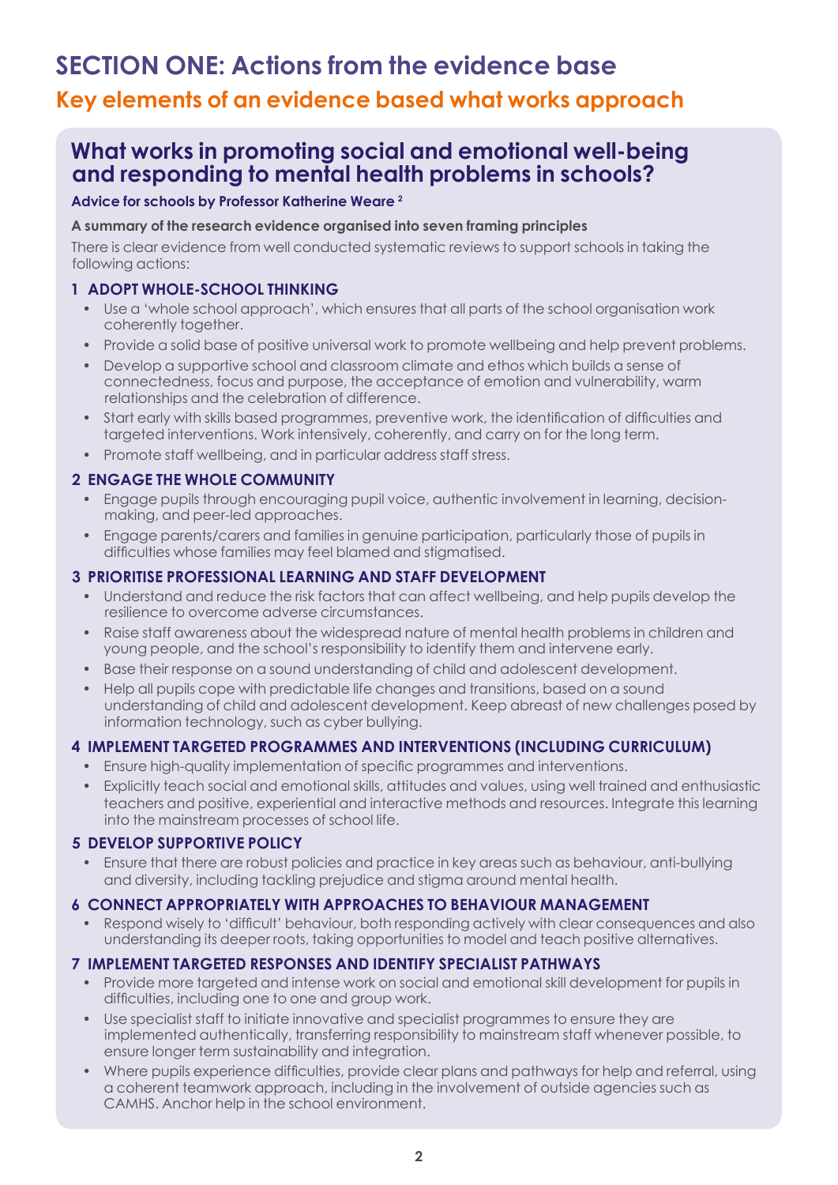# SECTION ONE: Actions from the evidence base

## Key elements of an evidence based what works approach

### What works in promoting social and emotional well-being and responding to mental health problems in schools?

**Advice for schools by Professor Katherine Weare [2]**

**A summary of the research evidence organised into seven framing principles**

There is clear evidence from well conducted systematic reviews to support schools in taking the following actions:

**1 ADOPT WHOLE-SCHOOL THINKING**

- Use a 'whole school approach', which ensures that all parts of the school organisation work coherently together.
- Provide a solid base of positive universal work to promote wellbeing and help prevent problems.
- Develop a supportive school and classroom climate and ethos which builds a sense of connectedness, focus and purpose, the acceptance of emotion and vulnerability, warm relationships and the celebration of difference.
- Start early with skills based programmes, preventive work, the identification of difficulties and targeted interventions. Work intensively, coherently, and carry on for the long term.
- Promote staff wellbeing, and in particular address staff stress.

**2 ENGAGE THE WHOLE COMMUNITY**

- Engage pupils through encouraging pupil voice, authentic involvement in learning, decision-making, and peer-led approaches.
- Engage parents/carers and families in genuine participation, particularly those of pupils in difficulties whose families may feel blamed and stigmatised.

**3 PRIORITISE PROFESSIONAL LEARNING AND STAFF DEVELOPMENT**

- Understand and reduce the risk factors that can affect wellbeing, and help pupils develop the resilience to overcome adverse circumstances.
- Raise staff awareness about the widespread nature of mental health problems in children and young people, and the school's responsibility to identify them and intervene early.
- Base their response on a sound understanding of child and adolescent development.
- Help all pupils cope with predictable life changes and transitions, based on a sound understanding of child and adolescent development. Keep abreast of new challenges posed by information technology, such as cyber bullying.

**4 IMPLEMENT TARGETED PROGRAMMES AND INTERVENTIONS (INCLUDING CURRICULUM)**

- Ensure high-quality implementation of specific programmes and interventions.
- Explicitly teach social and emotional skills, attitudes and values, using well trained and enthusiastic teachers and positive, experiential and interactive methods and resources. Integrate this learning into the mainstream processes of school life.

**5 DEVELOP SUPPORTIVE POLICY**

- Ensure that there are robust policies and practice in key areas such as behaviour, anti-bullying and diversity, including tackling prejudice and stigma around mental health.

**6 CONNECT APPROPRIATELY WITH APPROACHES TO BEHAVIOUR MANAGEMENT**

- Respond wisely to 'difficult' behaviour, both responding actively with clear consequences and also understanding its deeper roots, taking opportunities to model and teach positive alternatives.

**7 IMPLEMENT TARGETED RESPONSES AND IDENTIFY SPECIALIST PATHWAYS**

- Provide more targeted and intense work on social and emotional skill development for pupils in difficulties, including one to one and group work.
- Use specialist staff to initiate innovative and specialist programmes to ensure they are implemented authentically, transferring responsibility to mainstream staff whenever possible, to ensure longer term sustainability and integration.
- Where pupils experience difficulties, provide clear plans and pathways for help and referral, using a coherent teamwork approach, including in the involvement of outside agencies such as CAMHS. Anchor help in the school environment.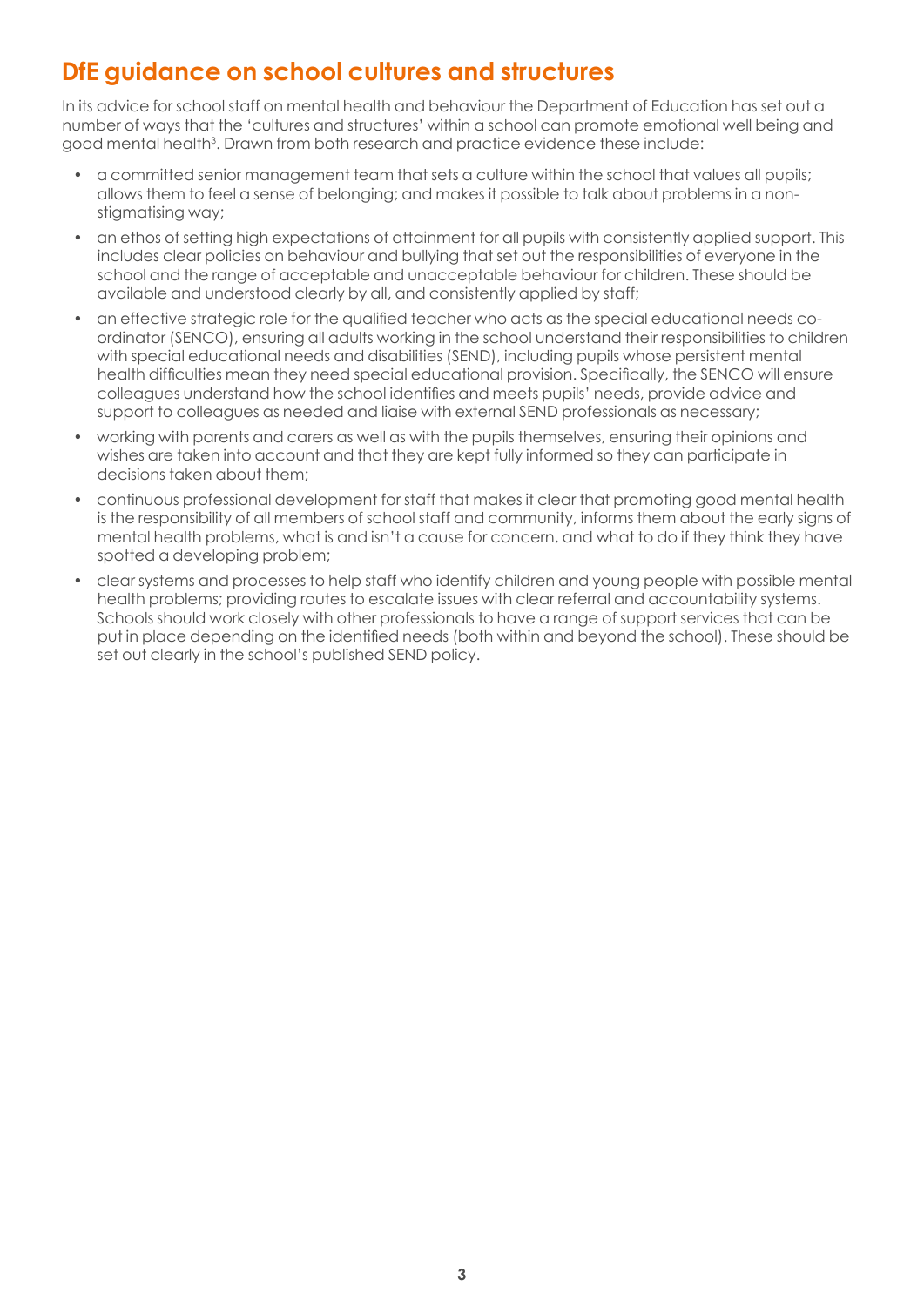## DfE guidance on school cultures and structures

In its advice for school staff on mental health and behaviour the Department of Education has set out a number of ways that the 'cultures and structures' within a school can promote emotional well being and good mental health[3]. Drawn from both research and practice evidence these include:

- a committed senior management team that sets a culture within the school that values all pupils; allows them to feel a sense of belonging; and makes it possible to talk about problems in a non-stigmatising way;
- an ethos of setting high expectations of attainment for all pupils with consistently applied support. This includes clear policies on behaviour and bullying that set out the responsibilities of everyone in the school and the range of acceptable and unacceptable behaviour for children. These should be available and understood clearly by all, and consistently applied by staff;
- an effective strategic role for the qualified teacher who acts as the special educational needs co-ordinator (SENCO), ensuring all adults working in the school understand their responsibilities to children with special educational needs and disabilities (SEND), including pupils whose persistent mental health difficulties mean they need special educational provision. Specifically, the SENCO will ensure colleagues understand how the school identifies and meets pupils' needs, provide advice and support to colleagues as needed and liaise with external SEND professionals as necessary;
- working with parents and carers as well as with the pupils themselves, ensuring their opinions and wishes are taken into account and that they are kept fully informed so they can participate in decisions taken about them;
- continuous professional development for staff that makes it clear that promoting good mental health is the responsibility of all members of school staff and community, informs them about the early signs of mental health problems, what is and isn't a cause for concern, and what to do if they think they have spotted a developing problem;
- clear systems and processes to help staff who identify children and young people with possible mental health problems; providing routes to escalate issues with clear referral and accountability systems. Schools should work closely with other professionals to have a range of support services that can be put in place depending on the identified needs (both within and beyond the school). These should be set out clearly in the school's published SEND policy.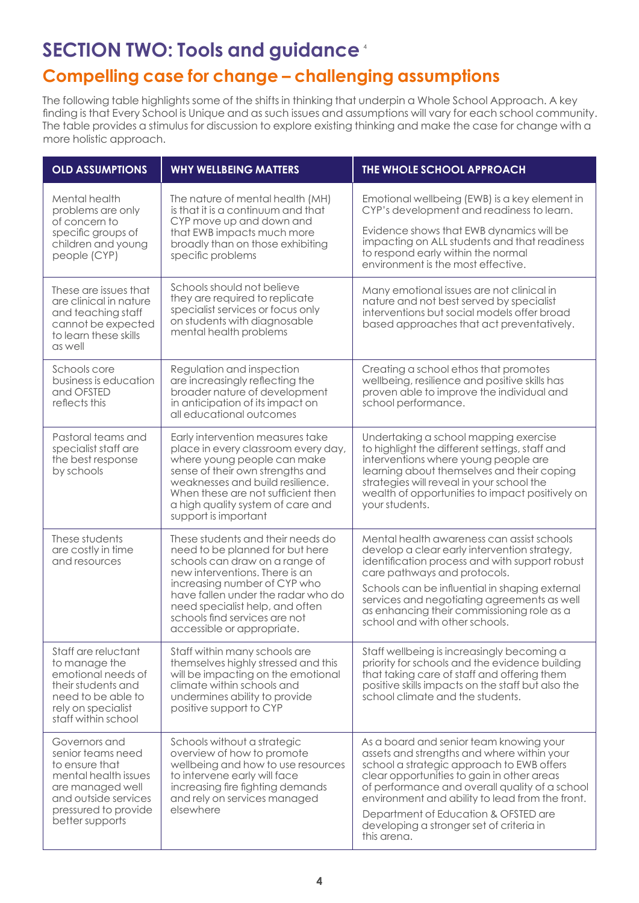# SECTION TWO: Tools and guidance [4]

## Compelling case for change – challenging assumptions

The following table highlights some of the shifts in thinking that underpin a Whole School Approach. A key finding is that Every School is Unique and as such issues and assumptions will vary for each school community. The table provides a stimulus for discussion to explore existing thinking and make the case for change with a more holistic approach.

| OLD ASSUMPTIONS | WHY WELLBEING MATTERS | THE WHOLE SCHOOL APPROACH |
|---|---|---|
| Mental health problems are only of concern to specific groups of children and young people (CYP) | The nature of mental health (MH) is that it is a continuum and that CYP move up and down and that EWB impacts much more broadly than on those exhibiting specific problems | Emotional wellbeing (EWB) is a key element in CYP's development and readiness to learn.<br><br>Evidence shows that EWB dynamics will be impacting on ALL students and that readiness to respond early within the normal environment is the most effective. |
| These are issues that are clinical in nature and teaching staff cannot be expected to learn these skills as well | Schools should not believe they are required to replicate specialist services or focus only on students with diagnosable mental health problems | Many emotional issues are not clinical in nature and not best served by specialist interventions but social models offer broad based approaches that act preventatively. |
| Schools core business is education and OFSTED reflects this | Regulation and inspection are increasingly reflecting the broader nature of development in anticipation of its impact on all educational outcomes | Creating a school ethos that promotes wellbeing, resilience and positive skills has proven able to improve the individual and school performance. |
| Pastoral teams and specialist staff are the best response by schools | Early intervention measures take place in every classroom every day, where young people can make sense of their own strengths and weaknesses and build resilience. When these are not sufficient then a high quality system of care and support is important | Undertaking a school mapping exercise to highlight the different settings, staff and interventions where young people are learning about themselves and their coping strategies will reveal in your school the wealth of opportunities to impact positively on your students. |
| These students are costly in time and resources | These students and their needs do need to be planned for but here schools can draw on a range of new interventions. There is an increasing number of CYP who have fallen under the radar who do need specialist help, and often schools find services are not accessible or appropriate. | Mental health awareness can assist schools develop a clear early intervention strategy, identification process and with support robust care pathways and protocols.<br><br>Schools can be influential in shaping external services and negotiating agreements as well as enhancing their commissioning role as a school and with other schools. |
| Staff are reluctant to manage the emotional needs of their students and need to be able to rely on specialist staff within school | Staff within many schools are themselves highly stressed and this will be impacting on the emotional climate within schools and undermines ability to provide positive support to CYP | Staff wellbeing is increasingly becoming a priority for schools and the evidence building that taking care of staff and offering them positive skills impacts on the staff but also the school climate and the students. |
| Governors and senior teams need to ensure that mental health issues are managed well and outside services pressured to provide better supports | Schools without a strategic overview of how to promote wellbeing and how to use resources to intervene early will face increasing fire fighting demands and rely on services managed elsewhere | As a board and senior team knowing your assets and strengths and where within your school a strategic approach to EWB offers clear opportunities to gain in other areas of performance and overall quality of a school environment and ability to lead from the front.<br><br>Department of Education & OFSTED are developing a stronger set of criteria in this arena. |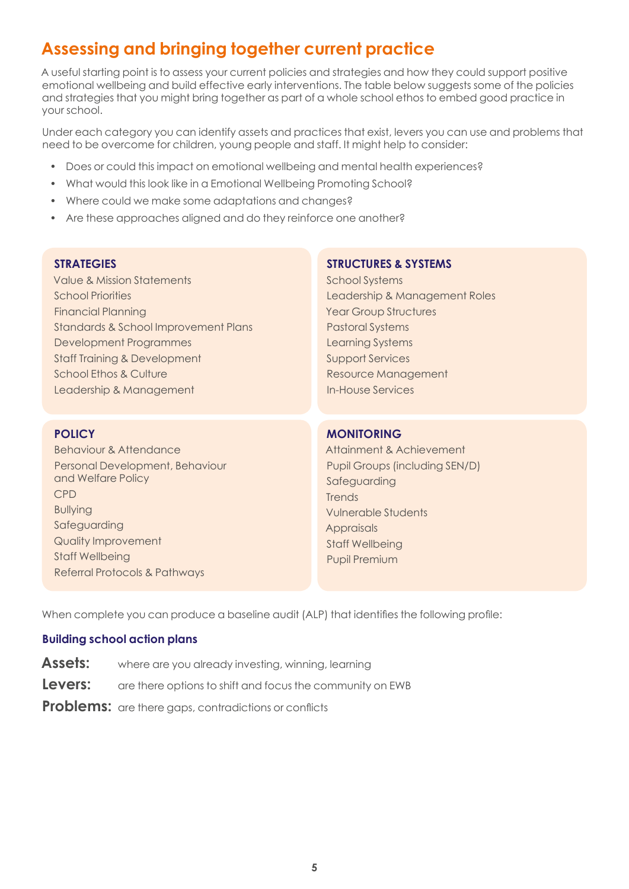## Assessing and bringing together current practice

A useful starting point is to assess your current policies and strategies and how they could support positive emotional wellbeing and build effective early interventions. The table below suggests some of the policies and strategies that you might bring together as part of a whole school ethos to embed good practice in your school.

Under each category you can identify assets and practices that exist, levers you can use and problems that need to be overcome for children, young people and staff. It might help to consider:

- Does or could this impact on emotional wellbeing and mental health experiences?
- What would this look like in a Emotional Wellbeing Promoting School?
- Where could we make some adaptations and changes?
- Are these approaches aligned and do they reinforce one another?

**STRATEGIES**

Value & Mission Statements
School Priorities
Financial Planning
Standards & School Improvement Plans
Development Programmes
Staff Training & Development
School Ethos & Culture
Leadership & Management

**STRUCTURES & SYSTEMS**

School Systems
Leadership & Management Roles
Year Group Structures
Pastoral Systems
Learning Systems
Support Services
Resource Management
In-House Services

**POLICY**

Behaviour & Attendance
Personal Development, Behaviour and Welfare Policy
CPD
Bullying
Safeguarding
Quality Improvement
Staff Wellbeing
Referral Protocols & Pathways

**MONITORING**

Attainment & Achievement
Pupil Groups (including SEN/D)
Safeguarding
Trends
Vulnerable Students
Appraisals
Staff Wellbeing
Pupil Premium

When complete you can produce a baseline audit (ALP) that identifies the following profile:

### Building school action plans

**Assets:** where are you already investing, winning, learning

**Levers:** are there options to shift and focus the community on EWB

**Problems:** are there gaps, contradictions or conflicts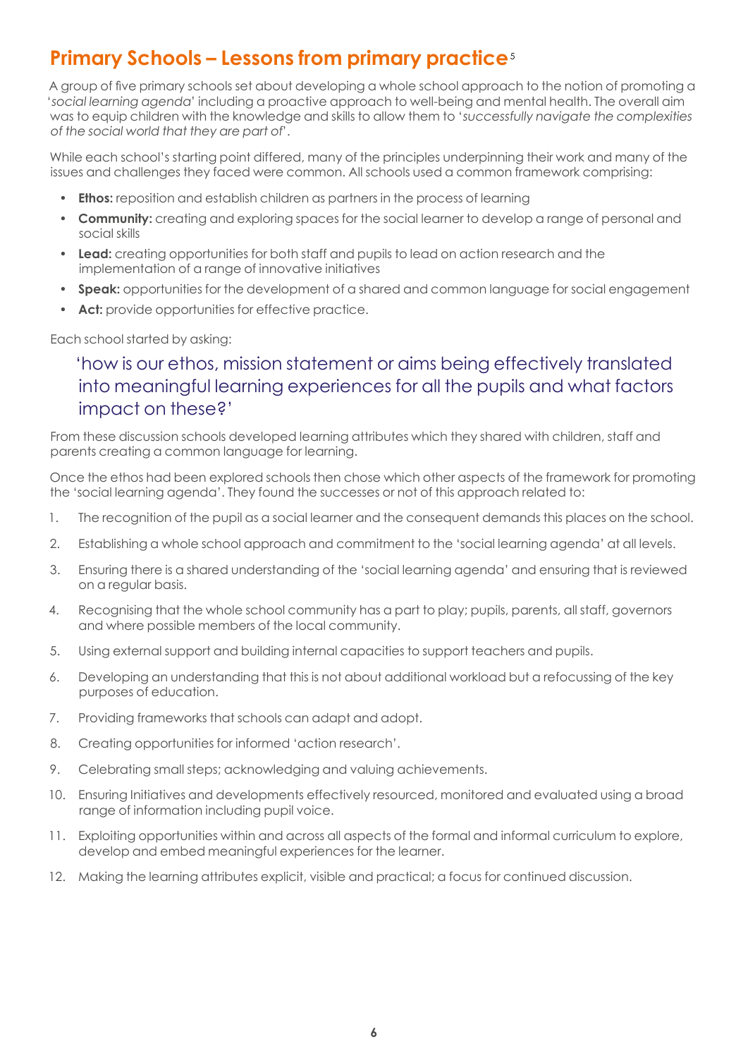## Primary Schools – Lessons from primary practice[5]

A group of five primary schools set about developing a whole school approach to the notion of promoting a '*social learning agenda*' including a proactive approach to well-being and mental health. The overall aim was to equip children with the knowledge and skills to allow them to '*successfully navigate the complexities of the social world that they are part of*'.

While each school's starting point differed, many of the principles underpinning their work and many of the issues and challenges they faced were common. All schools used a common framework comprising:

- **Ethos:** reposition and establish children as partners in the process of learning
- **Community:** creating and exploring spaces for the social learner to develop a range of personal and social skills
- **Lead:** creating opportunities for both staff and pupils to lead on action research and the implementation of a range of innovative initiatives
- **Speak:** opportunities for the development of a shared and common language for social engagement
- **Act:** provide opportunities for effective practice.

Each school started by asking:

> 'how is our ethos, mission statement or aims being effectively translated into meaningful learning experiences for all the pupils and what factors impact on these?'

From these discussion schools developed learning attributes which they shared with children, staff and parents creating a common language for learning.

Once the ethos had been explored schools then chose which other aspects of the framework for promoting the 'social learning agenda'. They found the successes or not of this approach related to:

1. The recognition of the pupil as a social learner and the consequent demands this places on the school.
2. Establishing a whole school approach and commitment to the 'social learning agenda' at all levels.
3. Ensuring there is a shared understanding of the 'social learning agenda' and ensuring that is reviewed on a regular basis.
4. Recognising that the whole school community has a part to play; pupils, parents, all staff, governors and where possible members of the local community.
5. Using external support and building internal capacities to support teachers and pupils.
6. Developing an understanding that this is not about additional workload but a refocussing of the key purposes of education.
7. Providing frameworks that schools can adapt and adopt.
8. Creating opportunities for informed 'action research'.
9. Celebrating small steps; acknowledging and valuing achievements.
10. Ensuring Initiatives and developments effectively resourced, monitored and evaluated using a broad range of information including pupil voice.
11. Exploiting opportunities within and across all aspects of the formal and informal curriculum to explore, develop and embed meaningful experiences for the learner.
12. Making the learning attributes explicit, visible and practical; a focus for continued discussion.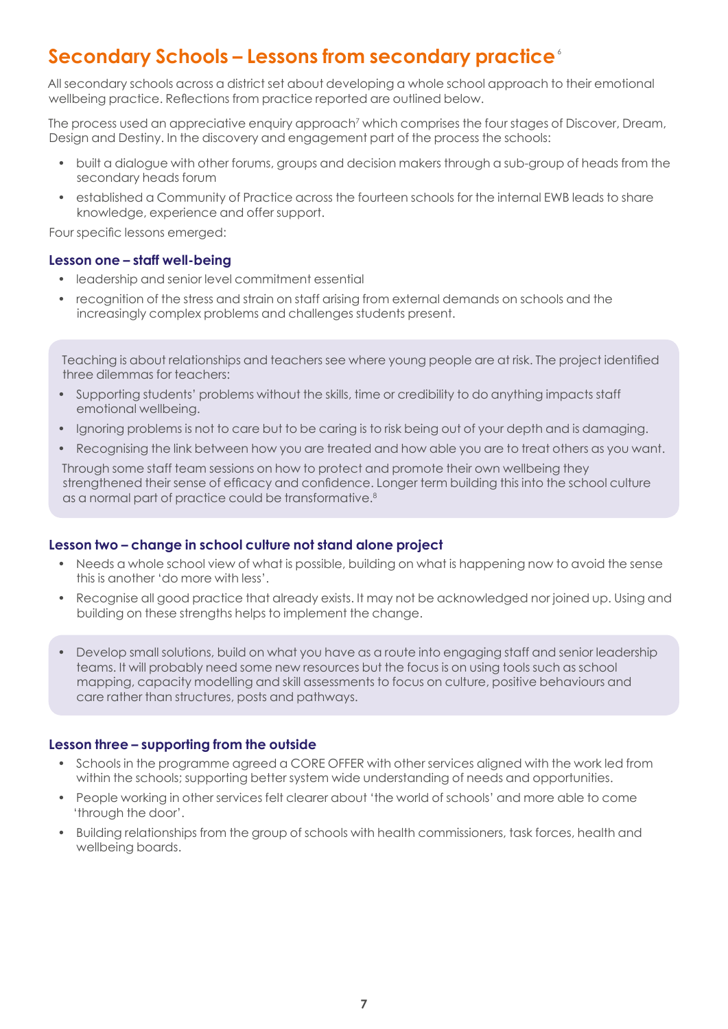# Secondary Schools – Lessons from secondary practice[6]

All secondary schools across a district set about developing a whole school approach to their emotional wellbeing practice. Reflections from practice reported are outlined below.

The process used an appreciative enquiry approach[7] which comprises the four stages of Discover, Dream, Design and Destiny. In the discovery and engagement part of the process the schools:

- built a dialogue with other forums, groups and decision makers through a sub-group of heads from the secondary heads forum
- established a Community of Practice across the fourteen schools for the internal EWB leads to share knowledge, experience and offer support.

Four specific lessons emerged:

### Lesson one – staff well-being

- leadership and senior level commitment essential
- recognition of the stress and strain on staff arising from external demands on schools and the increasingly complex problems and challenges students present.

Teaching is about relationships and teachers see where young people are at risk. The project identified three dilemmas for teachers:

- Supporting students' problems without the skills, time or credibility to do anything impacts staff emotional wellbeing.
- Ignoring problems is not to care but to be caring is to risk being out of your depth and is damaging.
- Recognising the link between how you are treated and how able you are to treat others as you want.

Through some staff team sessions on how to protect and promote their own wellbeing they strengthened their sense of efficacy and confidence. Longer term building this into the school culture as a normal part of practice could be transformative.[8]

### Lesson two – change in school culture not stand alone project

- Needs a whole school view of what is possible, building on what is happening now to avoid the sense this is another 'do more with less'.
- Recognise all good practice that already exists. It may not be acknowledged nor joined up. Using and building on these strengths helps to implement the change.

- Develop small solutions, build on what you have as a route into engaging staff and senior leadership teams. It will probably need some new resources but the focus is on using tools such as school mapping, capacity modelling and skill assessments to focus on culture, positive behaviours and care rather than structures, posts and pathways.

### Lesson three – supporting from the outside

- Schools in the programme agreed a CORE OFFER with other services aligned with the work led from within the schools; supporting better system wide understanding of needs and opportunities.
- People working in other services felt clearer about 'the world of schools' and more able to come 'through the door'.
- Building relationships from the group of schools with health commissioners, task forces, health and wellbeing boards.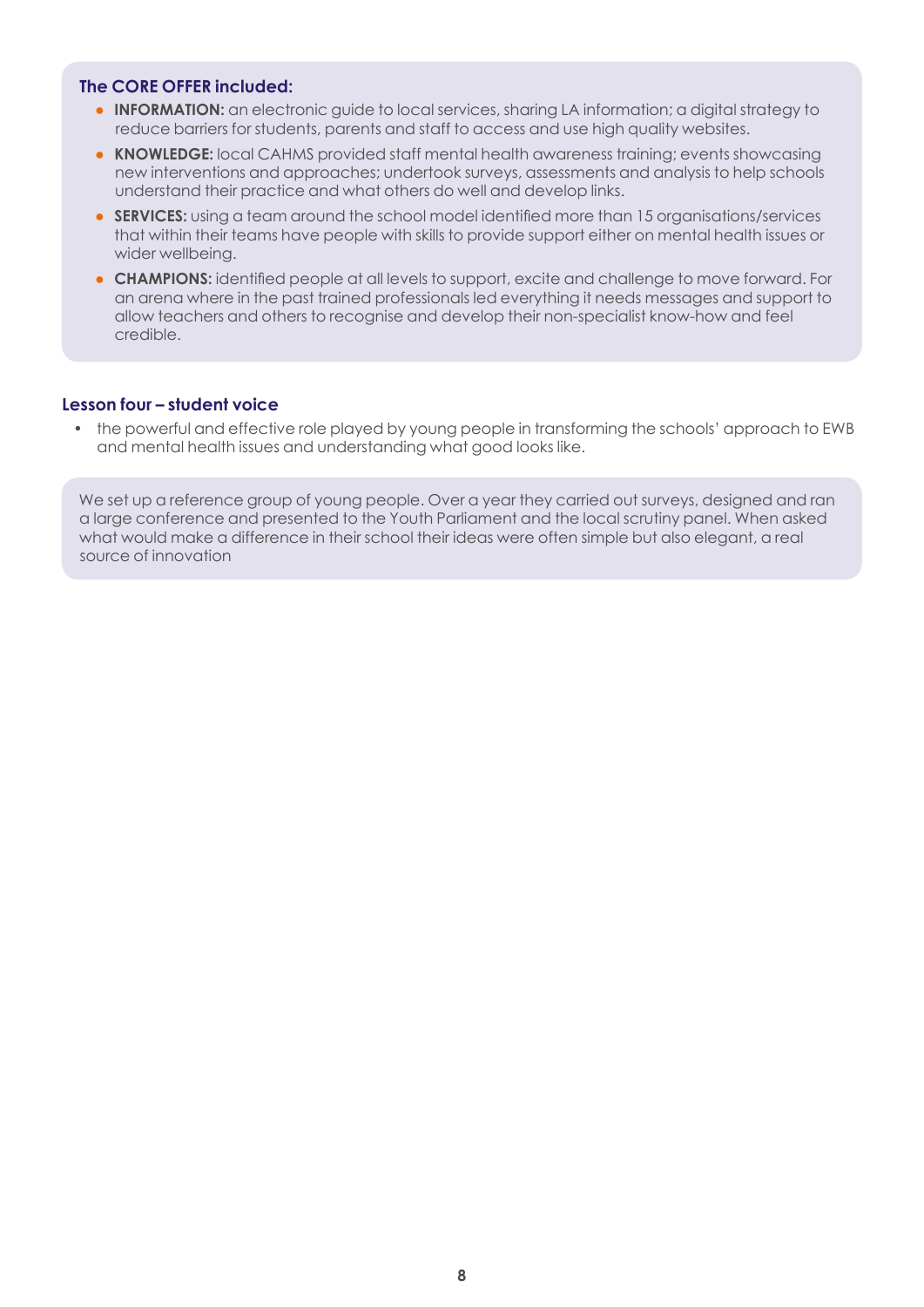**The CORE OFFER included:**

- **INFORMATION:** an electronic guide to local services, sharing LA information; a digital strategy to reduce barriers for students, parents and staff to access and use high quality websites.
- **KNOWLEDGE:** local CAHMS provided staff mental health awareness training; events showcasing new interventions and approaches; undertook surveys, assessments and analysis to help schools understand their practice and what others do well and develop links.
- **SERVICES:** using a team around the school model identified more than 15 organisations/services that within their teams have people with skills to provide support either on mental health issues or wider wellbeing.
- **CHAMPIONS:** identified people at all levels to support, excite and challenge to move forward. For an arena where in the past trained professionals led everything it needs messages and support to allow teachers and others to recognise and develop their non-specialist know-how and feel credible.

### Lesson four – student voice

- the powerful and effective role played by young people in transforming the schools' approach to EWB and mental health issues and understanding what good looks like.

We set up a reference group of young people. Over a year they carried out surveys, designed and ran a large conference and presented to the Youth Parliament and the local scrutiny panel. When asked what would make a difference in their school their ideas were often simple but also elegant, a real source of innovation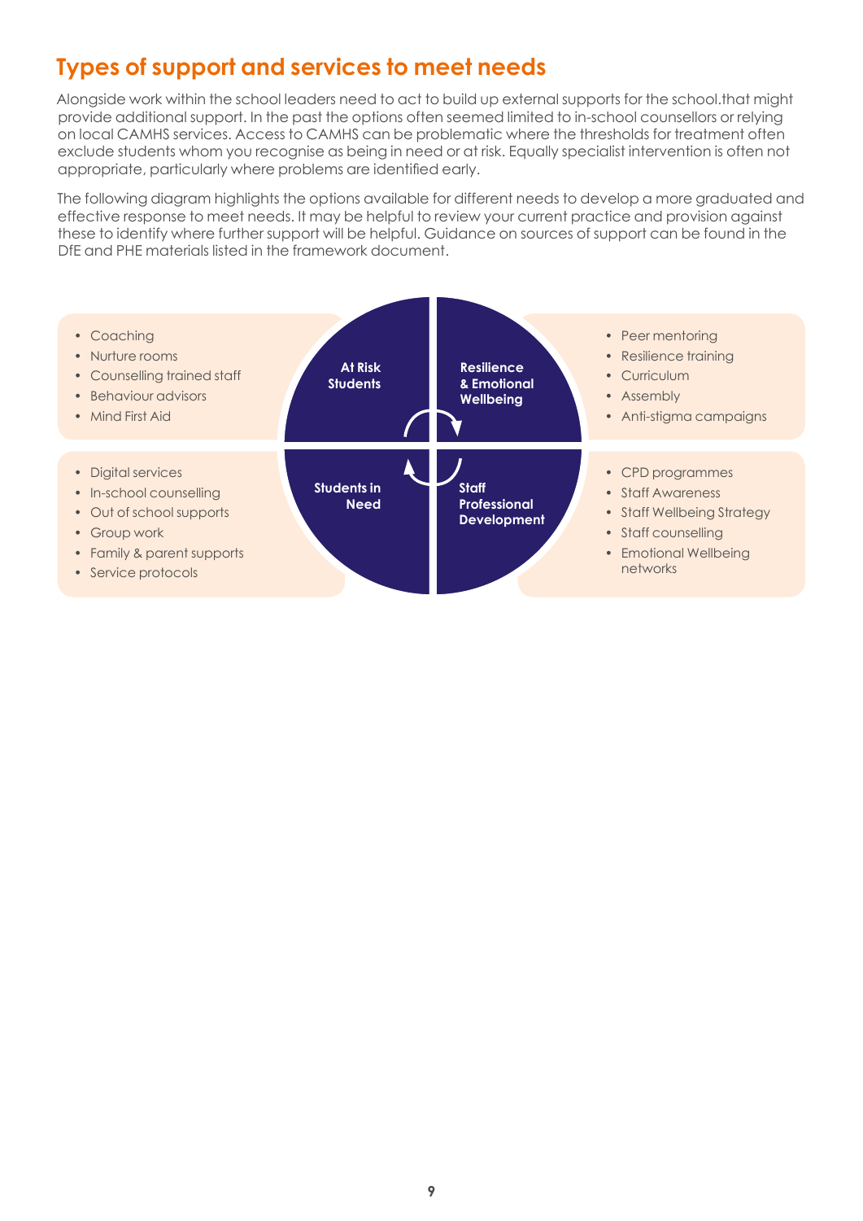## Types of support and services to meet needs

Alongside work within the school leaders need to act to build up external supports for the school.that might provide additional support. In the past the options often seemed limited to in-school counsellors or relying on local CAMHS services. Access to CAMHS can be problematic where the thresholds for treatment often exclude students whom you recognise as being in need or at risk. Equally specialist intervention is often not appropriate, particularly where problems are identified early.

The following diagram highlights the options available for different needs to develop a more graduated and effective response to meet needs. It may be helpful to review your current practice and provision against these to identify where further support will be helpful. Guidance on sources of support can be found in the DfE and PHE materials listed in the framework document.

**At Risk Students**

- Coaching
- Nurture rooms
- Counselling trained staff
- Behaviour advisors
- Mind First Aid

**Resilience & Emotional Wellbeing**

- Peer mentoring
- Resilience training
- Curriculum
- Assembly
- Anti-stigma campaigns

**Students in Need**

- Digital services
- In-school counselling
- Out of school supports
- Group work
- Family & parent supports
- Service protocols

**Staff Professional Development**

- CPD programmes
- Staff Awareness
- Staff Wellbeing Strategy
- Staff counselling
- Emotional Wellbeing networks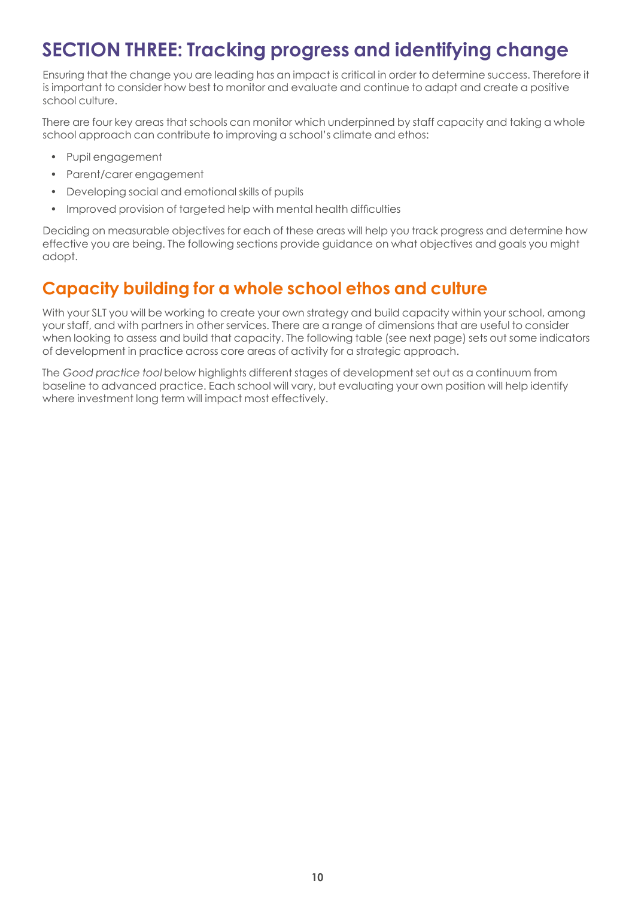# SECTION THREE: Tracking progress and identifying change

Ensuring that the change you are leading has an impact is critical in order to determine success. Therefore it is important to consider how best to monitor and evaluate and continue to adapt and create a positive school culture.

There are four key areas that schools can monitor which underpinned by staff capacity and taking a whole school approach can contribute to improving a school's climate and ethos:

- Pupil engagement
- Parent/carer engagement
- Developing social and emotional skills of pupils
- Improved provision of targeted help with mental health difficulties

Deciding on measurable objectives for each of these areas will help you track progress and determine how effective you are being. The following sections provide guidance on what objectives and goals you might adopt.

## Capacity building for a whole school ethos and culture

With your SLT you will be working to create your own strategy and build capacity within your school, among your staff, and with partners in other services. There are a range of dimensions that are useful to consider when looking to assess and build that capacity. The following table (see next page) sets out some indicators of development in practice across core areas of activity for a strategic approach.

The *Good practice tool* below highlights different stages of development set out as a continuum from baseline to advanced practice. Each school will vary, but evaluating your own position will help identify where investment long term will impact most effectively.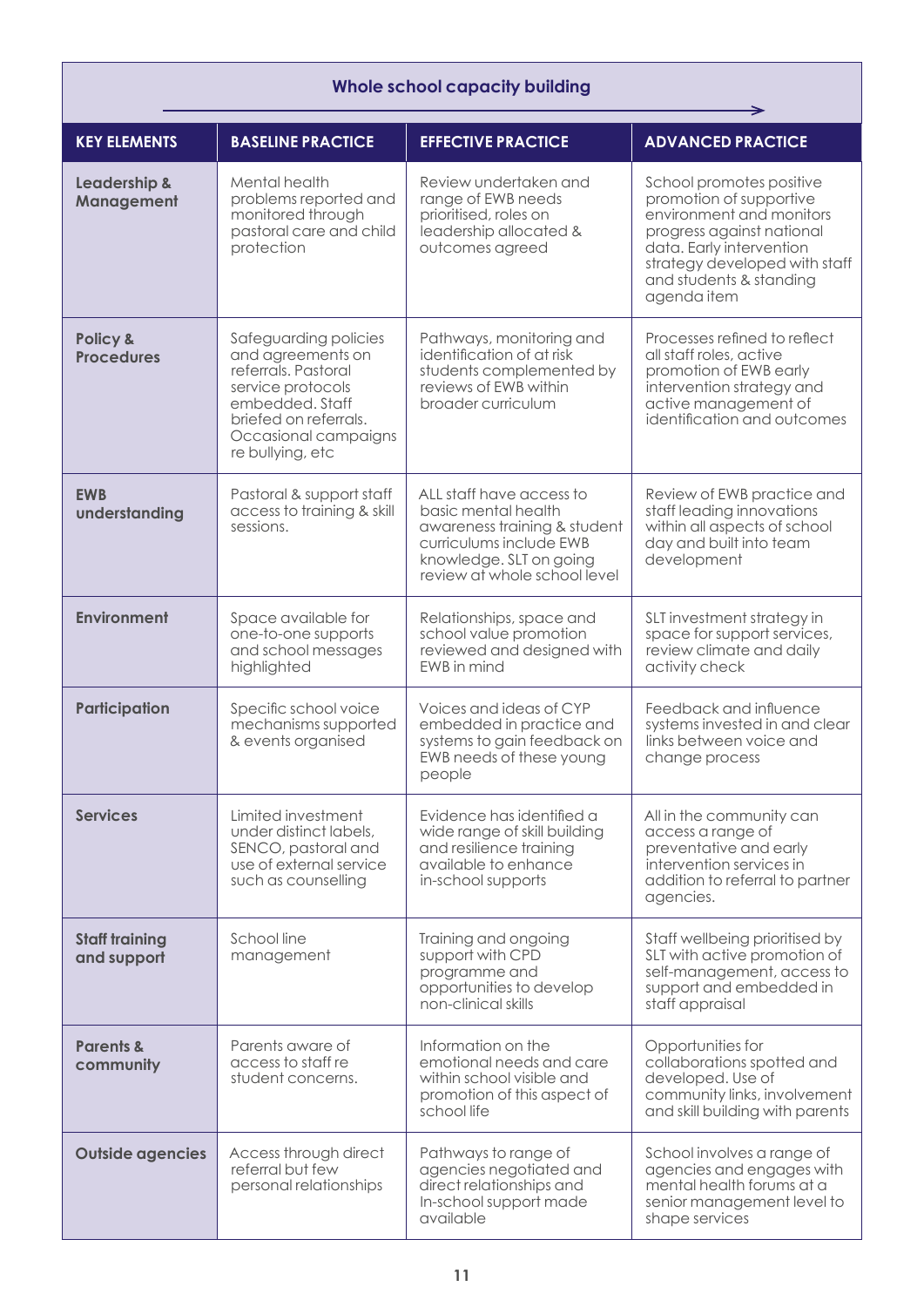## Whole school capacity building

| KEY ELEMENTS | BASELINE PRACTICE | EFFECTIVE PRACTICE | ADVANCED PRACTICE |
|---|---|---|---|
| **Leadership & Management** | Mental health problems reported and monitored through pastoral care and child protection | Review undertaken and range of EWB needs prioritised, roles on leadership allocated & outcomes agreed | School promotes positive promotion of supportive environment and monitors progress against national data. Early intervention strategy developed with staff and students & standing agenda item |
| **Policy & Procedures** | Safeguarding policies and agreements on referrals. Pastoral service protocols embedded. Staff briefed on referrals. Occasional campaigns re bullying, etc | Pathways, monitoring and identification of at risk students complemented by reviews of EWB within broader curriculum | Processes refined to reflect all staff roles, active promotion of EWB early intervention strategy and active management of identification and outcomes |
| **EWB understanding** | Pastoral & support staff access to training & skill sessions. | ALL staff have access to basic mental health awareness training & student curriculums include EWB knowledge. SLT on going review at whole school level | Review of EWB practice and staff leading innovations within all aspects of school day and built into team development |
| **Environment** | Space available for one-to-one supports and school messages highlighted | Relationships, space and school value promotion reviewed and designed with EWB in mind | SLT investment strategy in space for support services, review climate and daily activity check |
| **Participation** | Specific school voice mechanisms supported & events organised | Voices and ideas of CYP embedded in practice and systems to gain feedback on EWB needs of these young people | Feedback and influence systems invested in and clear links between voice and change process |
| **Services** | Limited investment under distinct labels, SENCO, pastoral and use of external service such as counselling | Evidence has identified a wide range of skill building and resilience training available to enhance in-school supports | All in the community can access a range of preventative and early intervention services in addition to referral to partner agencies. |
| **Staff training and support** | School line management | Training and ongoing support with CPD programme and opportunities to develop non-clinical skills | Staff wellbeing prioritised by SLT with active promotion of self-management, access to support and embedded in staff appraisal |
| **Parents & community** | Parents aware of access to staff re student concerns. | Information on the emotional needs and care within school visible and promotion of this aspect of school life | Opportunities for collaborations spotted and developed. Use of community links, involvement and skill building with parents |
| **Outside agencies** | Access through direct referral but few personal relationships | Pathways to range of agencies negotiated and direct relationships and In-school support made available | School involves a range of agencies and engages with mental health forums at a senior management level to shape services |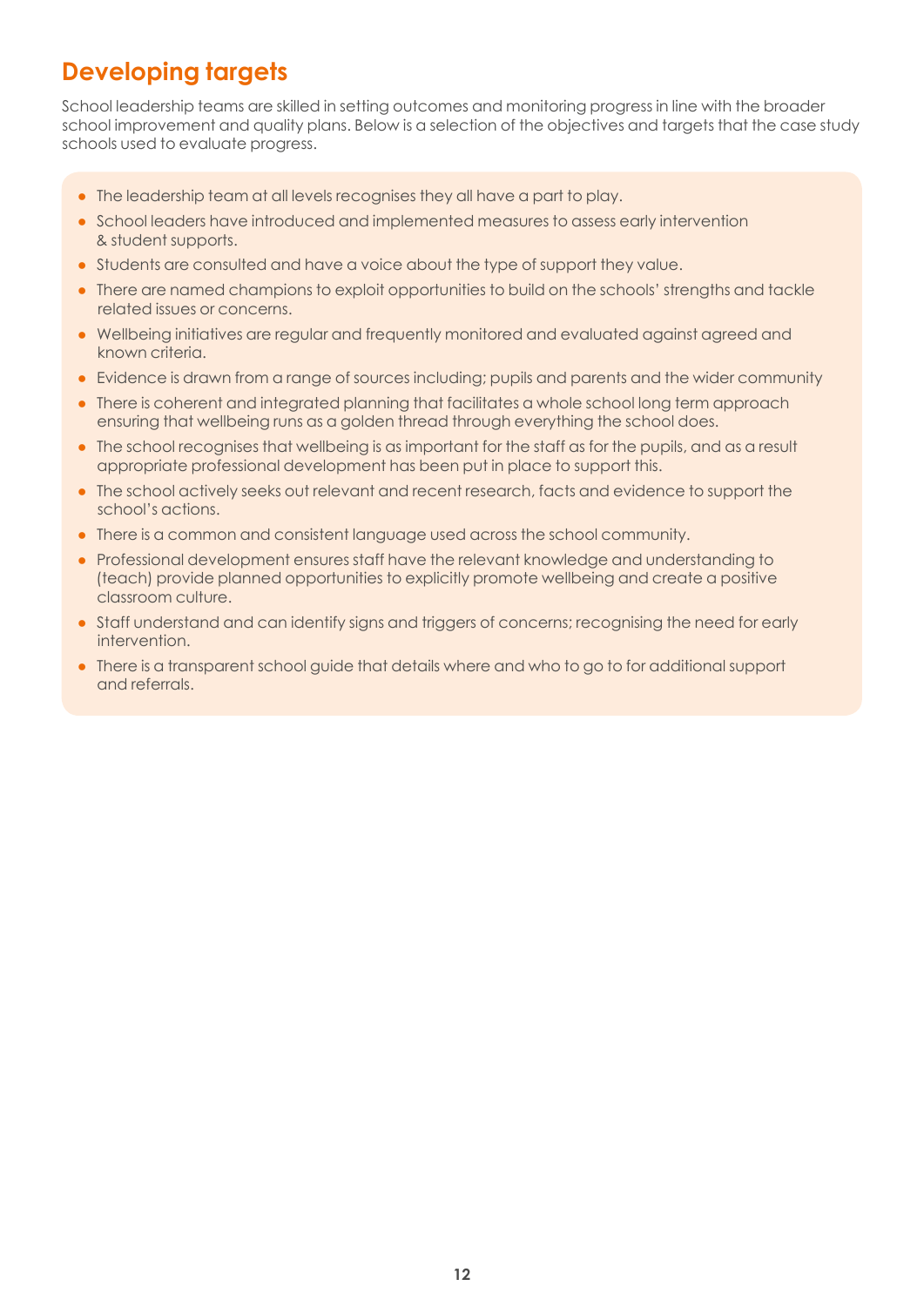## Developing targets

School leadership teams are skilled in setting outcomes and monitoring progress in line with the broader school improvement and quality plans. Below is a selection of the objectives and targets that the case study schools used to evaluate progress.

- The leadership team at all levels recognises they all have a part to play.
- School leaders have introduced and implemented measures to assess early intervention & student supports.
- Students are consulted and have a voice about the type of support they value.
- There are named champions to exploit opportunities to build on the schools' strengths and tackle related issues or concerns.
- Wellbeing initiatives are regular and frequently monitored and evaluated against agreed and known criteria.
- Evidence is drawn from a range of sources including; pupils and parents and the wider community
- There is coherent and integrated planning that facilitates a whole school long term approach ensuring that wellbeing runs as a golden thread through everything the school does.
- The school recognises that wellbeing is as important for the staff as for the pupils, and as a result appropriate professional development has been put in place to support this.
- The school actively seeks out relevant and recent research, facts and evidence to support the school's actions.
- There is a common and consistent language used across the school community.
- Professional development ensures staff have the relevant knowledge and understanding to (teach) provide planned opportunities to explicitly promote wellbeing and create a positive classroom culture.
- Staff understand and can identify signs and triggers of concerns; recognising the need for early intervention.
- There is a transparent school guide that details where and who to go to for additional support and referrals.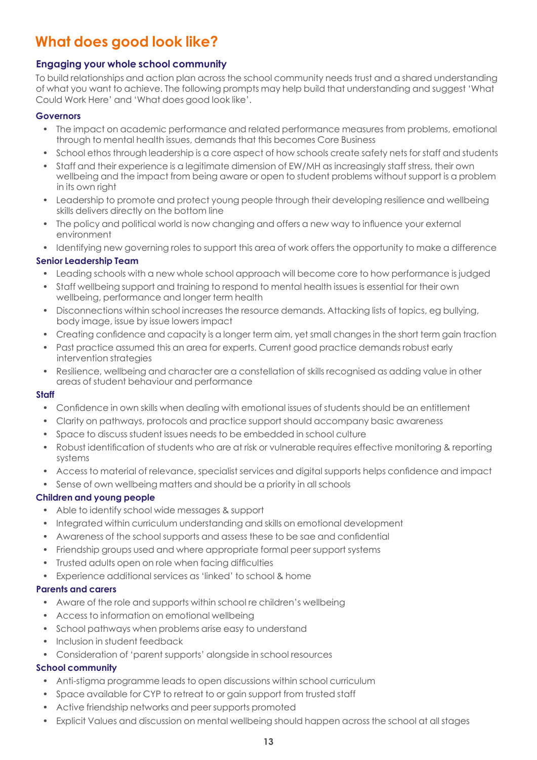# What does good look like?

## Engaging your whole school community

To build relationships and action plan across the school community needs trust and a shared understanding of what you want to achieve. The following prompts may help build that understanding and suggest 'What Could Work Here' and 'What does good look like'.

### Governors

- The impact on academic performance and related performance measures from problems, emotional through to mental health issues, demands that this becomes Core Business
- School ethos through leadership is a core aspect of how schools create safety nets for staff and students
- Staff and their experience is a legitimate dimension of EW/MH as increasingly staff stress, their own wellbeing and the impact from being aware or open to student problems without support is a problem in its own right
- Leadership to promote and protect young people through their developing resilience and wellbeing skills delivers directly on the bottom line
- The policy and political world is now changing and offers a new way to influence your external environment
- Identifying new governing roles to support this area of work offers the opportunity to make a difference

### Senior Leadership Team

- Leading schools with a new whole school approach will become core to how performance is judged
- Staff wellbeing support and training to respond to mental health issues is essential for their own wellbeing, performance and longer term health
- Disconnections within school increases the resource demands. Attacking lists of topics, eg bullying, body image, issue by issue lowers impact
- Creating confidence and capacity is a longer term aim, yet small changes in the short term gain traction
- Past practice assumed this an area for experts. Current good practice demands robust early intervention strategies
- Resilience, wellbeing and character are a constellation of skills recognised as adding value in other areas of student behaviour and performance

### Staff

- Confidence in own skills when dealing with emotional issues of students should be an entitlement
- Clarity on pathways, protocols and practice support should accompany basic awareness
- Space to discuss student issues needs to be embedded in school culture
- Robust identification of students who are at risk or vulnerable requires effective monitoring & reporting systems
- Access to material of relevance, specialist services and digital supports helps confidence and impact
- Sense of own wellbeing matters and should be a priority in all schools

### Children and young people

- Able to identify school wide messages & support
- Integrated within curriculum understanding and skills on emotional development
- Awareness of the school supports and assess these to be sae and confidential
- Friendship groups used and where appropriate formal peer support systems
- Trusted adults open on role when facing difficulties
- Experience additional services as 'linked' to school & home

### Parents and carers

- Aware of the role and supports within school re children's wellbeing
- Access to information on emotional wellbeing
- School pathways when problems arise easy to understand
- Inclusion in student feedback
- Consideration of 'parent supports' alongside in school resources

### School community

- Anti-stigma programme leads to open discussions within school curriculum
- Space available for CYP to retreat to or gain support from trusted staff
- Active friendship networks and peer supports promoted
- Explicit Values and discussion on mental wellbeing should happen across the school at all stages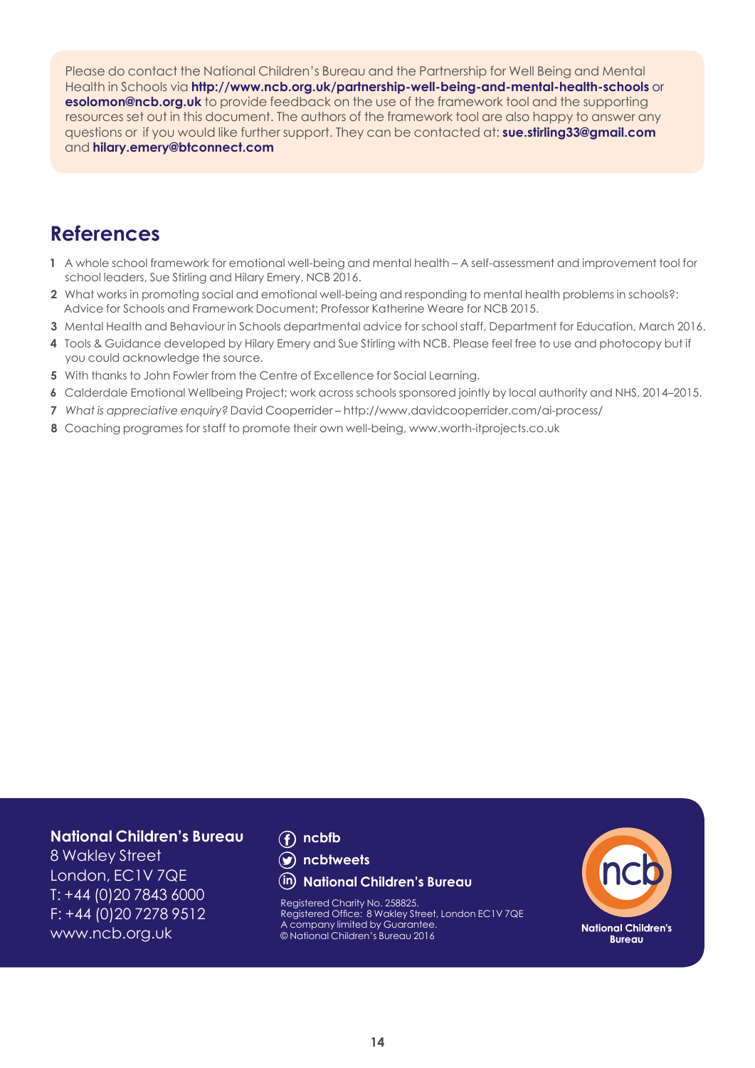Please do contact the National Children's Bureau and the Partnership for Well Being and Mental Health in Schools via **http://www.ncb.org.uk/partnership-well-being-and-mental-health-schools** or **esolomon@ncb.org.uk** to provide feedback on the use of the framework tool and the supporting resources set out in this document. The authors of the framework tool are also happy to answer any questions or if you would like further support. They can be contacted at: **sue.stirling33@gmail.com** and **hilary.emery@btconnect.com**

## References

1. A whole school framework for emotional well-being and mental health – A self-assessment and improvement tool for school leaders, Sue Stirling and Hilary Emery, NCB 2016.
2. What works in promoting social and emotional well-being and responding to mental health problems in schools?: Advice for Schools and Framework Document; Professor Katherine Weare for NCB 2015.
3. Mental Health and Behaviour in Schools departmental advice for school staff, Department for Education, March 2016.
4. Tools & Guidance developed by Hilary Emery and Sue Stirling with NCB. Please feel free to use and photocopy but if you could acknowledge the source.
5. With thanks to John Fowler from the Centre of Excellence for Social Learning.
6. Calderdale Emotional Wellbeing Project; work across schools sponsored jointly by local authority and NHS, 2014–2015.
7. *What is appreciative enquiry?* David Cooperrider – http://www.davidcooperrider.com/ai-process/
8. Coaching programes for staff to promote their own well-being, www.worth-itprojects.co.uk

**National Children's Bureau**
8 Wakley Street
London, EC1V 7QE
T: +44 (0)20 7843 6000
F: +44 (0)20 7278 9512
www.ncb.org.uk

**ncbfb**
**ncbtweets**
**National Children's Bureau**

Registered Charity No. 258825.
Registered Office: 8 Wakley Street, London EC1V 7QE
A company limited by Guarantee.
© National Children's Bureau 2016

ncb
National Children's Bureau